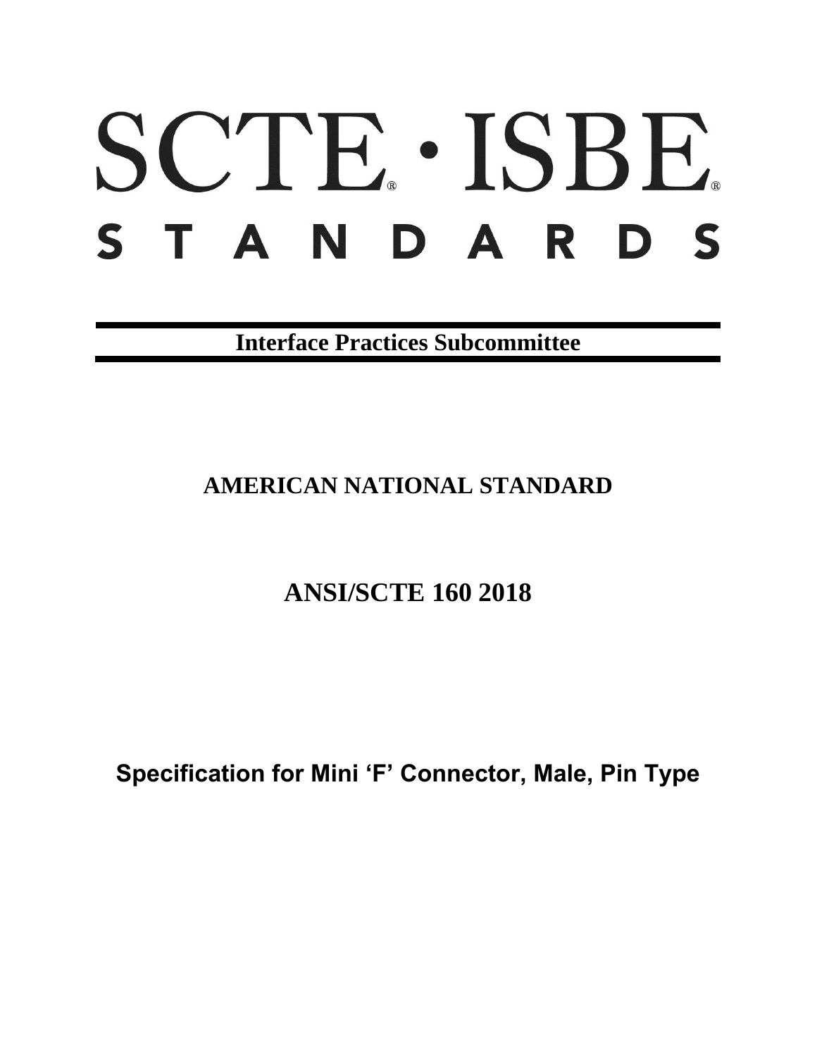# SCTE · ISBE STANDARDS

**Interface Practices Subcommittee**

## AMERICAN NATIONAL STANDARD

## ANSI/SCTE 160 2018

## Specification for Mini 'F' Connector, Male, Pin Type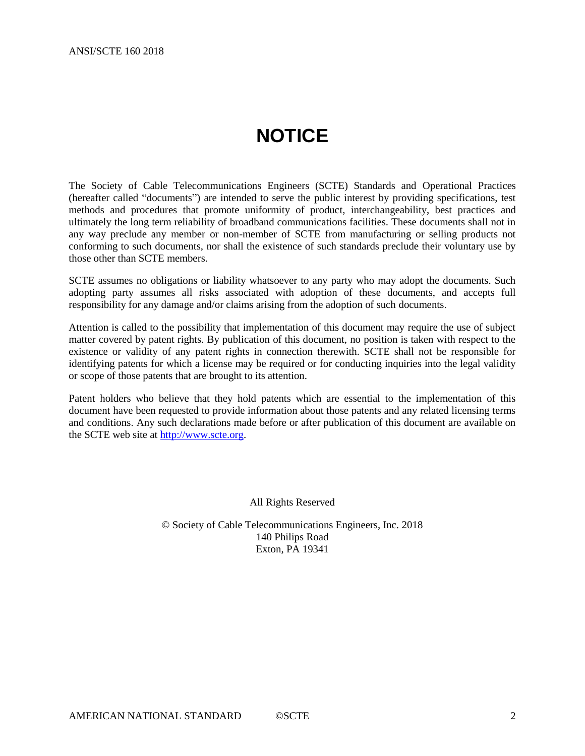# NOTICE

The Society of Cable Telecommunications Engineers (SCTE) Standards and Operational Practices (hereafter called "documents") are intended to serve the public interest by providing specifications, test methods and procedures that promote uniformity of product, interchangeability, best practices and ultimately the long term reliability of broadband communications facilities. These documents shall not in any way preclude any member or non-member of SCTE from manufacturing or selling products not conforming to such documents, nor shall the existence of such standards preclude their voluntary use by those other than SCTE members.

SCTE assumes no obligations or liability whatsoever to any party who may adopt the documents. Such adopting party assumes all risks associated with adoption of these documents, and accepts full responsibility for any damage and/or claims arising from the adoption of such documents.

Attention is called to the possibility that implementation of this document may require the use of subject matter covered by patent rights. By publication of this document, no position is taken with respect to the existence or validity of any patent rights in connection therewith. SCTE shall not be responsible for identifying patents for which a license may be required or for conducting inquiries into the legal validity or scope of those patents that are brought to its attention.

Patent holders who believe that they hold patents which are essential to the implementation of this document have been requested to provide information about those patents and any related licensing terms and conditions. Any such declarations made before or after publication of this document are available on the SCTE web site at [http://www.scte.org](http://www.scte.org).

All Rights Reserved

© Society of Cable Telecommunications Engineers, Inc. 2018
140 Philips Road
Exton, PA 19341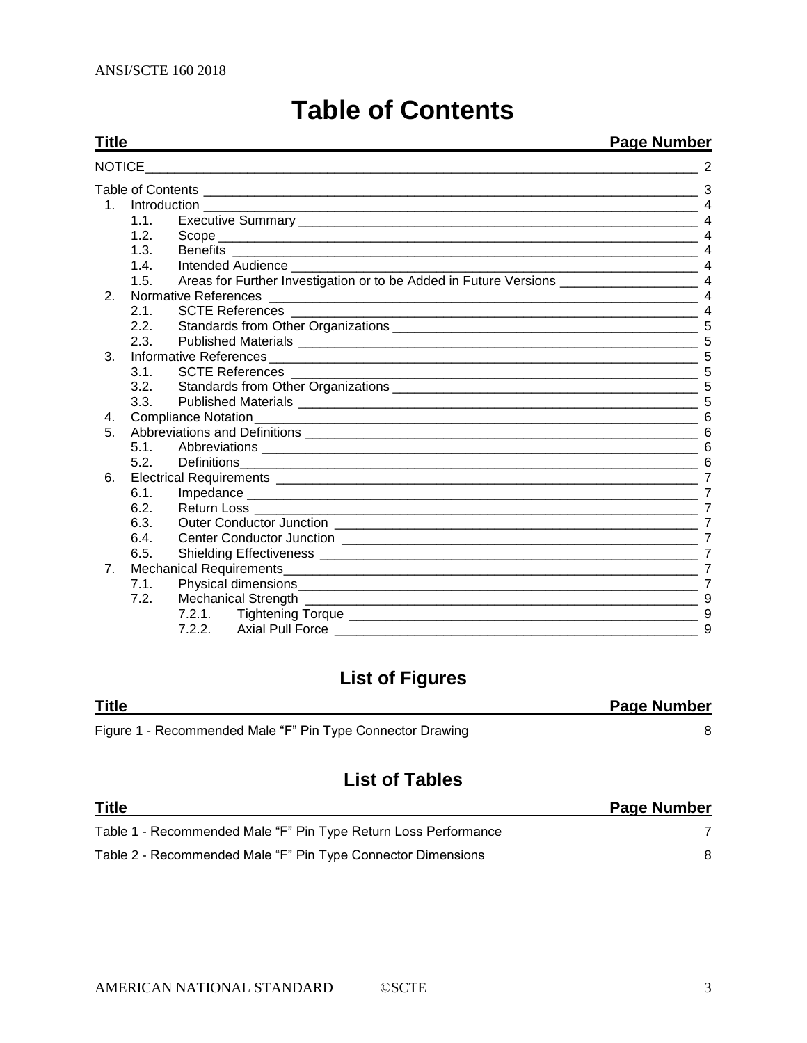# Table of Contents

| Title | Page Number |
|---|---|
| NOTICE | 2 |
| Table of Contents | 3 |
| 1. Introduction | 4 |
| 1.1. Executive Summary | 4 |
| 1.2. Scope | 4 |
| 1.3. Benefits | 4 |
| 1.4. Intended Audience | 4 |
| 1.5. Areas for Further Investigation or to be Added in Future Versions | 4 |
| 2. Normative References | 4 |
| 2.1. SCTE References | 4 |
| 2.2. Standards from Other Organizations | 5 |
| 2.3. Published Materials | 5 |
| 3. Informative References | 5 |
| 3.1. SCTE References | 5 |
| 3.2. Standards from Other Organizations | 5 |
| 3.3. Published Materials | 5 |
| 4. Compliance Notation | 6 |
| 5. Abbreviations and Definitions | 6 |
| 5.1. Abbreviations | 6 |
| 5.2. Definitions | 6 |
| 6. Electrical Requirements | 7 |
| 6.1. Impedance | 7 |
| 6.2. Return Loss | 7 |
| 6.3. Outer Conductor Junction | 7 |
| 6.4. Center Conductor Junction | 7 |
| 6.5. Shielding Effectiveness | 7 |
| 7. Mechanical Requirements | 7 |
| 7.1. Physical dimensions | 7 |
| 7.2. Mechanical Strength | 9 |
| 7.2.1. Tightening Torque | 9 |
| 7.2.2. Axial Pull Force | 9 |

## List of Figures

| Title | Page Number |
|---|---|
| Figure 1 - Recommended Male "F" Pin Type Connector Drawing | 8 |

## List of Tables

| Title | Page Number |
|---|---|
| Table 1 - Recommended Male "F" Pin Type Return Loss Performance | 7 |
| Table 2 - Recommended Male "F" Pin Type Connector Dimensions | 8 |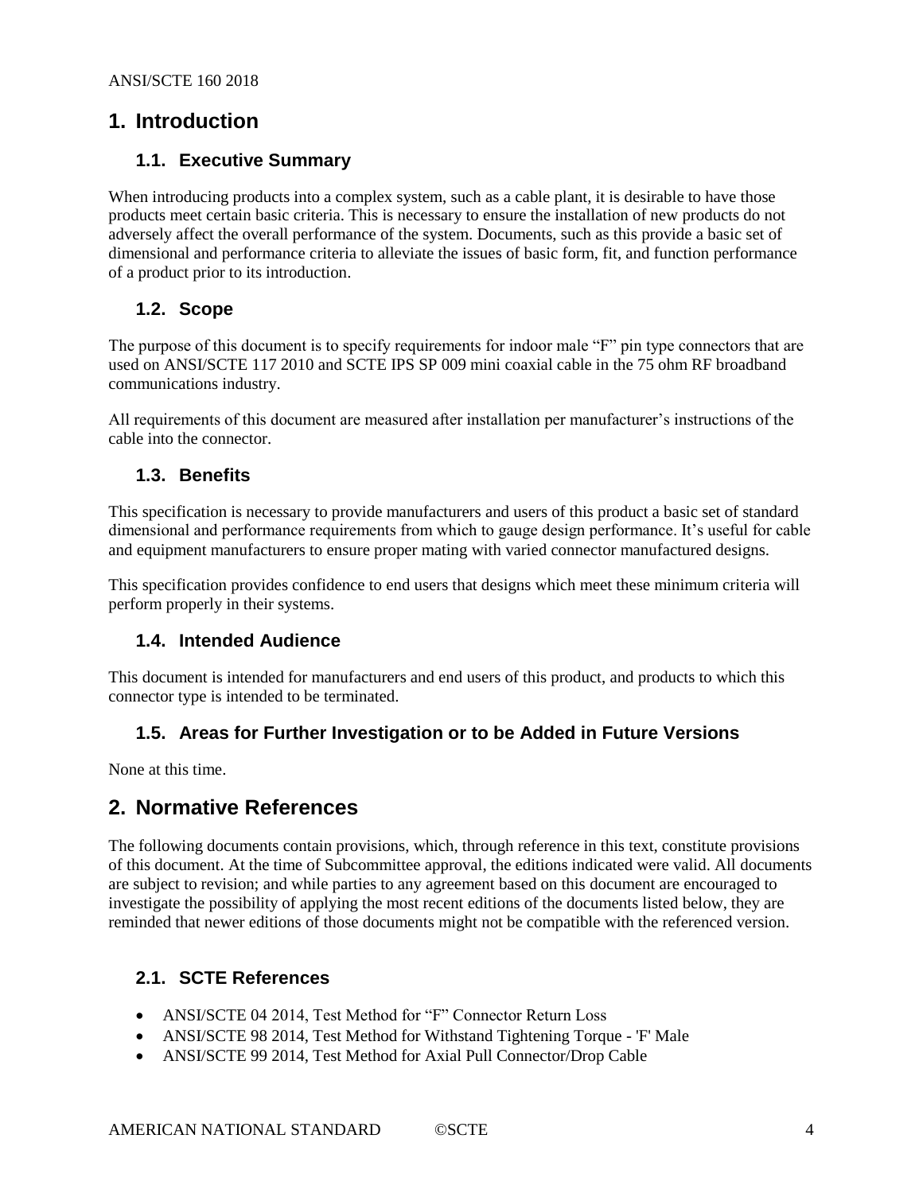# 1. Introduction

## 1.1. Executive Summary

When introducing products into a complex system, such as a cable plant, it is desirable to have those products meet certain basic criteria. This is necessary to ensure the installation of new products do not adversely affect the overall performance of the system. Documents, such as this provide a basic set of dimensional and performance criteria to alleviate the issues of basic form, fit, and function performance of a product prior to its introduction.

## 1.2. Scope

The purpose of this document is to specify requirements for indoor male “F” pin type connectors that are used on ANSI/SCTE 117 2010 and SCTE IPS SP 009 mini coaxial cable in the 75 ohm RF broadband communications industry.

All requirements of this document are measured after installation per manufacturer’s instructions of the cable into the connector.

## 1.3. Benefits

This specification is necessary to provide manufacturers and users of this product a basic set of standard dimensional and performance requirements from which to gauge design performance. It’s useful for cable and equipment manufacturers to ensure proper mating with varied connector manufactured designs.

This specification provides confidence to end users that designs which meet these minimum criteria will perform properly in their systems.

## 1.4. Intended Audience

This document is intended for manufacturers and end users of this product, and products to which this connector type is intended to be terminated.

## 1.5. Areas for Further Investigation or to be Added in Future Versions

None at this time.

# 2. Normative References

The following documents contain provisions, which, through reference in this text, constitute provisions of this document. At the time of Subcommittee approval, the editions indicated were valid. All documents are subject to revision; and while parties to any agreement based on this document are encouraged to investigate the possibility of applying the most recent editions of the documents listed below, they are reminded that newer editions of those documents might not be compatible with the referenced version.

## 2.1. SCTE References

- ANSI/SCTE 04 2014, Test Method for “F” Connector Return Loss
- ANSI/SCTE 98 2014, Test Method for Withstand Tightening Torque - 'F' Male
- ANSI/SCTE 99 2014, Test Method for Axial Pull Connector/Drop Cable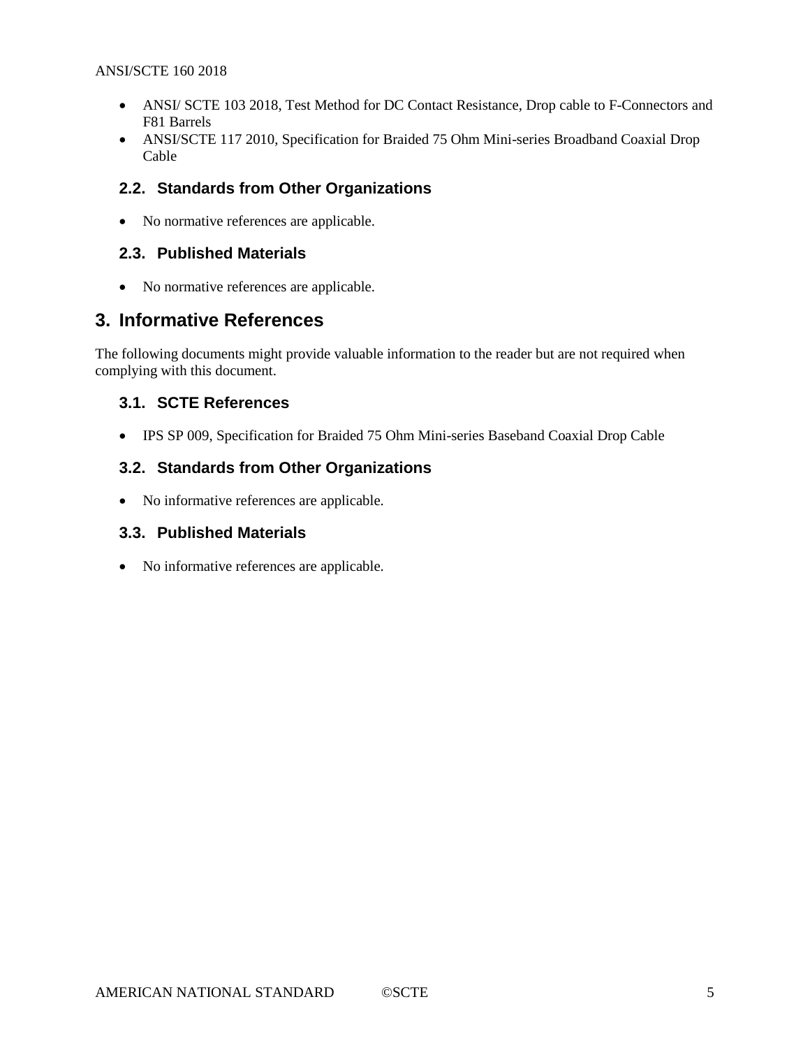- ANSI/ SCTE 103 2018, Test Method for DC Contact Resistance, Drop cable to F-Connectors and F81 Barrels
- ANSI/SCTE 117 2010, Specification for Braided 75 Ohm Mini-series Broadband Coaxial Drop Cable

### 2.2. Standards from Other Organizations

- No normative references are applicable.

### 2.3. Published Materials

- No normative references are applicable.

## 3. Informative References

The following documents might provide valuable information to the reader but are not required when complying with this document.

### 3.1. SCTE References

- IPS SP 009, Specification for Braided 75 Ohm Mini-series Baseband Coaxial Drop Cable

### 3.2. Standards from Other Organizations

- No informative references are applicable.

### 3.3. Published Materials

- No informative references are applicable.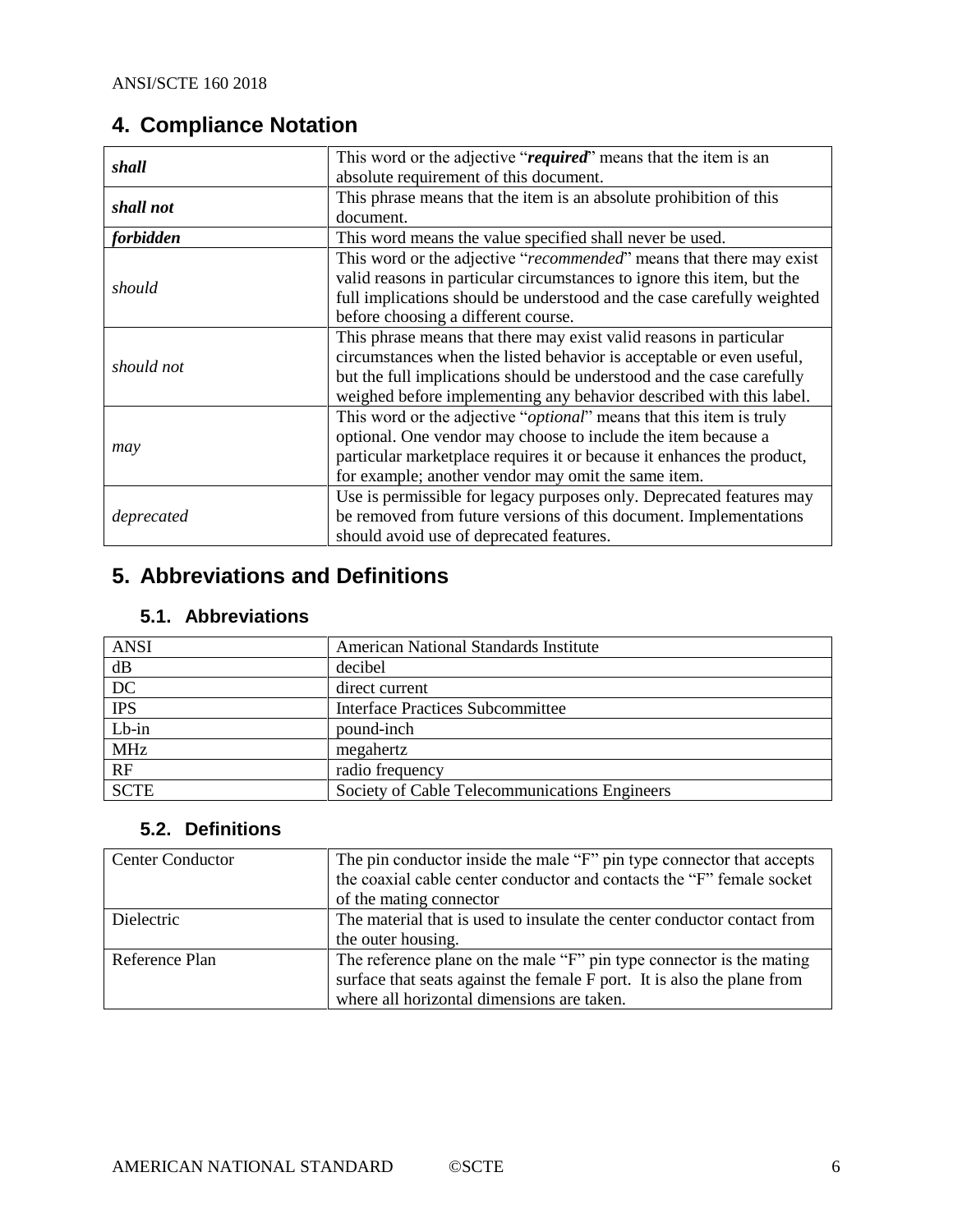## 4. Compliance Notation

| | |
|---|---|
| ***shall*** | This word or the adjective "***required***" means that the item is an absolute requirement of this document. |
| ***shall not*** | This phrase means that the item is an absolute prohibition of this document. |
| ***forbidden*** | This word means the value specified shall never be used. |
| *should* | This word or the adjective "*recommended*" means that there may exist valid reasons in particular circumstances to ignore this item, but the full implications should be understood and the case carefully weighted before choosing a different course. |
| *should not* | This phrase means that there may exist valid reasons in particular circumstances when the listed behavior is acceptable or even useful, but the full implications should be understood and the case carefully weighed before implementing any behavior described with this label. |
| *may* | This word or the adjective "*optional*" means that this item is truly optional. One vendor may choose to include the item because a particular marketplace requires it or because it enhances the product, for example; another vendor may omit the same item. |
| *deprecated* | Use is permissible for legacy purposes only. Deprecated features may be removed from future versions of this document. Implementations should avoid use of deprecated features. |

## 5. Abbreviations and Definitions

### 5.1. Abbreviations

| | |
|---|---|
| ANSI | American National Standards Institute |
| dB | decibel |
| DC | direct current |
| IPS | Interface Practices Subcommittee |
| Lb-in | pound-inch |
| MHz | megahertz |
| RF | radio frequency |
| SCTE | Society of Cable Telecommunications Engineers |

### 5.2. Definitions

| | |
|---|---|
| Center Conductor | The pin conductor inside the male "F" pin type connector that accepts the coaxial cable center conductor and contacts the "F" female socket of the mating connector |
| Dielectric | The material that is used to insulate the center conductor contact from the outer housing. |
| Reference Plan | The reference plane on the male "F" pin type connector is the mating surface that seats against the female F port. It is also the plane from where all horizontal dimensions are taken. |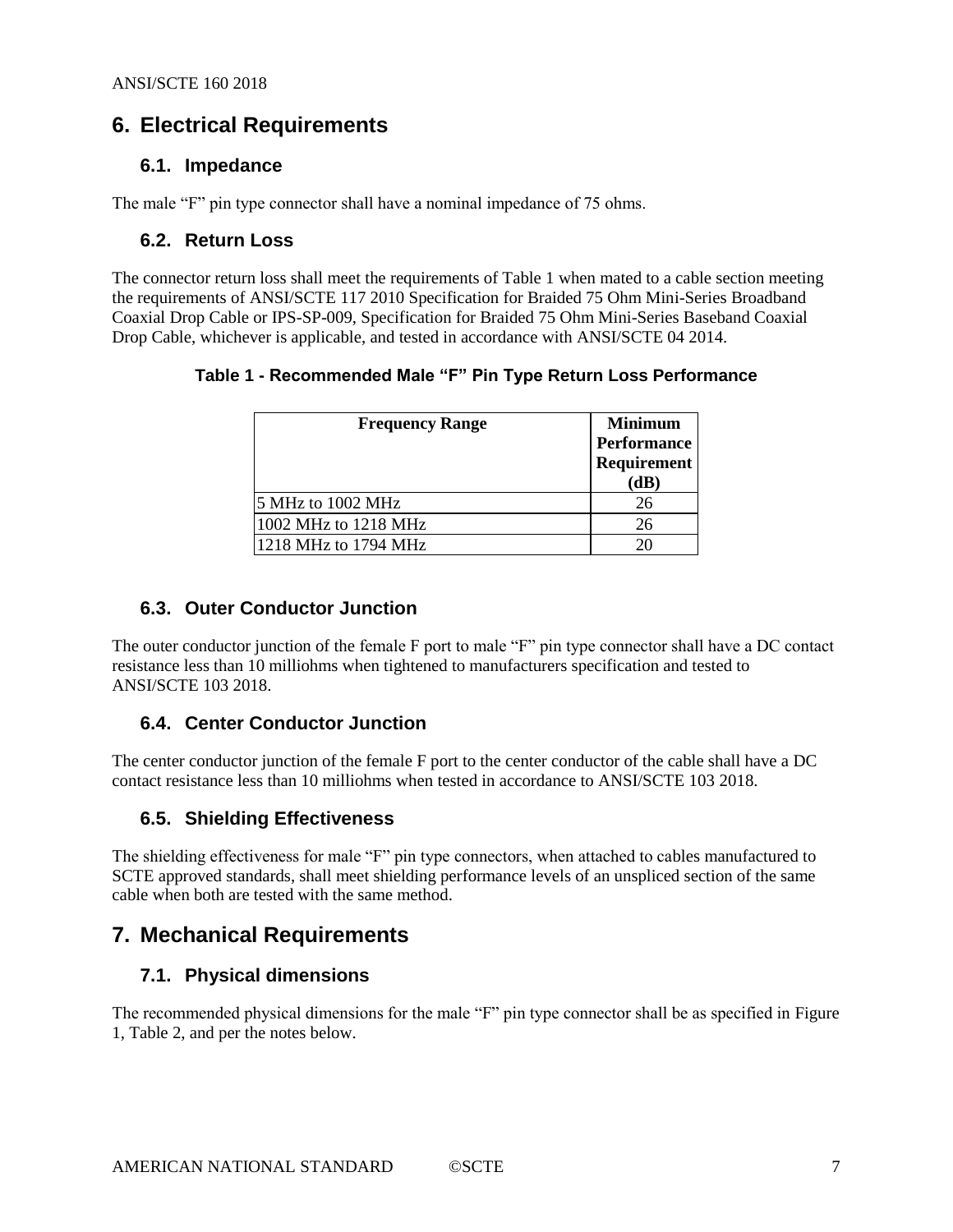# 6. Electrical Requirements

## 6.1. Impedance

The male "F" pin type connector shall have a nominal impedance of 75 ohms.

## 6.2. Return Loss

The connector return loss shall meet the requirements of Table 1 when mated to a cable section meeting the requirements of ANSI/SCTE 117 2010 Specification for Braided 75 Ohm Mini-Series Broadband Coaxial Drop Cable or IPS-SP-009, Specification for Braided 75 Ohm Mini-Series Baseband Coaxial Drop Cable, whichever is applicable, and tested in accordance with ANSI/SCTE 04 2014.

**Table 1 - Recommended Male "F" Pin Type Return Loss Performance**

| Frequency Range | Minimum Performance Requirement (dB) |
|---|---|
| 5 MHz to 1002 MHz | 26 |
| 1002 MHz to 1218 MHz | 26 |
| 1218 MHz to 1794 MHz | 20 |

## 6.3. Outer Conductor Junction

The outer conductor junction of the female F port to male "F" pin type connector shall have a DC contact resistance less than 10 milliohms when tightened to manufacturers specification and tested to ANSI/SCTE 103 2018.

## 6.4. Center Conductor Junction

The center conductor junction of the female F port to the center conductor of the cable shall have a DC contact resistance less than 10 milliohms when tested in accordance to ANSI/SCTE 103 2018.

## 6.5. Shielding Effectiveness

The shielding effectiveness for male "F" pin type connectors, when attached to cables manufactured to SCTE approved standards, shall meet shielding performance levels of an unspliced section of the same cable when both are tested with the same method.

# 7. Mechanical Requirements

## 7.1. Physical dimensions

The recommended physical dimensions for the male "F" pin type connector shall be as specified in Figure 1, Table 2, and per the notes below.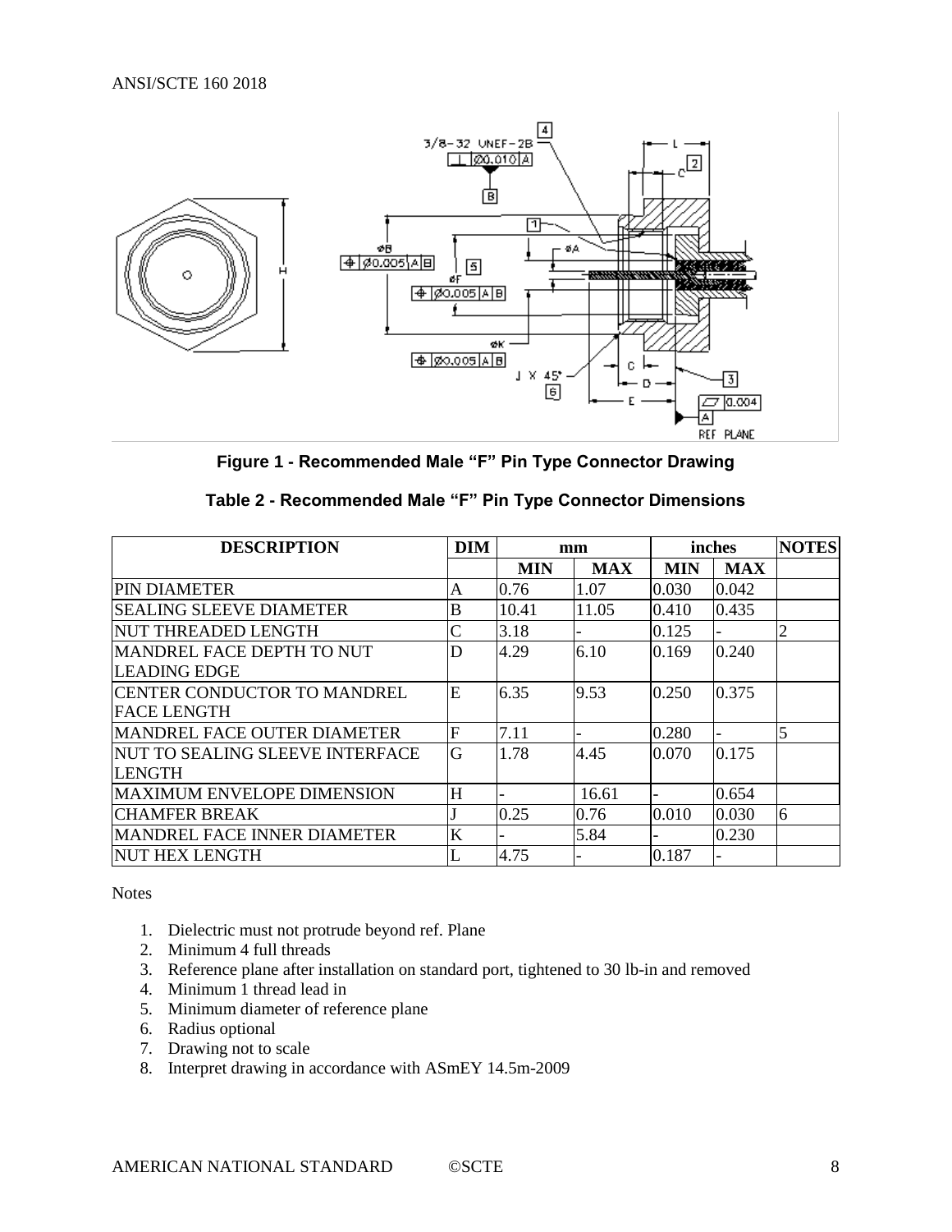**Figure 1 - Recommended Male "F" Pin Type Connector Drawing**

**Table 2 - Recommended Male "F" Pin Type Connector Dimensions**

| DESCRIPTION | DIM | mm | | inches | | NOTES |
|---|---|---|---|---|---|---|
| | | MIN | MAX | MIN | MAX | |
| PIN DIAMETER | A | 0.76 | 1.07 | 0.030 | 0.042 | |
| SEALING SLEEVE DIAMETER | B | 10.41 | 11.05 | 0.410 | 0.435 | |
| NUT THREADED LENGTH | C | 3.18 | - | 0.125 | - | 2 |
| MANDREL FACE DEPTH TO NUT LEADING EDGE | D | 4.29 | 6.10 | 0.169 | 0.240 | |
| CENTER CONDUCTOR TO MANDREL FACE LENGTH | E | 6.35 | 9.53 | 0.250 | 0.375 | |
| MANDREL FACE OUTER DIAMETER | F | 7.11 | - | 0.280 | - | 5 |
| NUT TO SEALING SLEEVE INTERFACE LENGTH | G | 1.78 | 4.45 | 0.070 | 0.175 | |
| MAXIMUM ENVELOPE DIMENSION | H | - | 16.61 | - | 0.654 | |
| CHAMFER BREAK | J | 0.25 | 0.76 | 0.010 | 0.030 | 6 |
| MANDREL FACE INNER DIAMETER | K | - | 5.84 | - | 0.230 | |
| NUT HEX LENGTH | L | 4.75 | - | 0.187 | - | |

Notes

1. Dielectric must not protrude beyond ref. Plane
2. Minimum 4 full threads
3. Reference plane after installation on standard port, tightened to 30 lb-in and removed
4. Minimum 1 thread lead in
5. Minimum diameter of reference plane
6. Radius optional
7. Drawing not to scale
8. Interpret drawing in accordance with ASmEY 14.5m-2009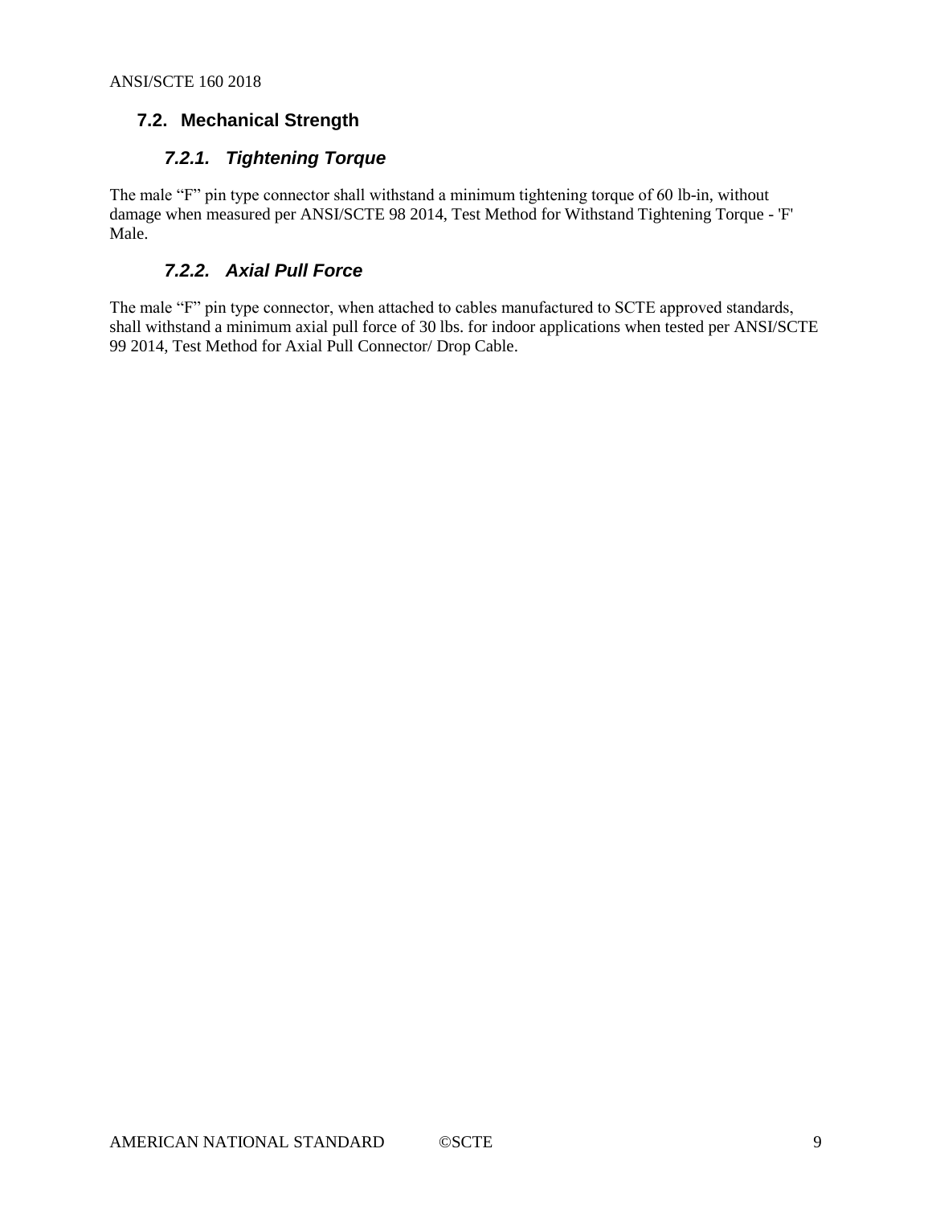## 7.2. Mechanical Strength

### *7.2.1. Tightening Torque*

The male “F” pin type connector shall withstand a minimum tightening torque of 60 lb-in, without damage when measured per ANSI/SCTE 98 2014, Test Method for Withstand Tightening Torque - 'F' Male.

### *7.2.2. Axial Pull Force*

The male “F” pin type connector, when attached to cables manufactured to SCTE approved standards, shall withstand a minimum axial pull force of 30 lbs. for indoor applications when tested per ANSI/SCTE 99 2014, Test Method for Axial Pull Connector/ Drop Cable.